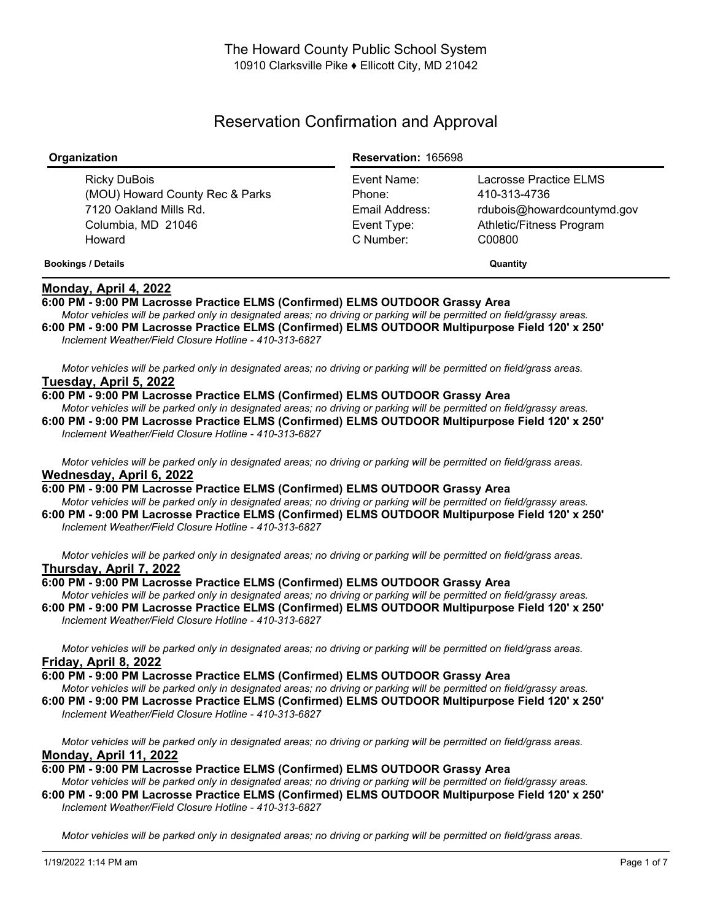The Howard County Public School System
10910 Clarksville Pike ♦ Ellicott City, MD 21042

# Reservation Confirmation and Approval

| Organization | Reservation: 165698 | |
|---|---|---|
| Ricky DuBois | Event Name: | Lacrosse Practice ELMS |
| (MOU) Howard County Rec & Parks | Phone: | 410-313-4736 |
| 7120 Oakland Mills Rd. | Email Address: | rdubois@howardcountymd.gov |
| Columbia, MD 21046 | Event Type: | Athletic/Fitness Program |
| Howard | C Number: | C00800 |

**Bookings / Details** — **Quantity**

## Monday, April 4, 2022

**6:00 PM - 9:00 PM Lacrosse Practice ELMS (Confirmed) ELMS OUTDOOR Grassy Area**

*Motor vehicles will be parked only in designated areas; no driving or parking will be permitted on field/grassy areas.*

**6:00 PM - 9:00 PM Lacrosse Practice ELMS (Confirmed) ELMS OUTDOOR Multipurpose Field 120' x 250'**

*Inclement Weather/Field Closure Hotline - 410-313-6827*

*Motor vehicles will be parked only in designated areas; no driving or parking will be permitted on field/grass areas.*

## Tuesday, April 5, 2022

**6:00 PM - 9:00 PM Lacrosse Practice ELMS (Confirmed) ELMS OUTDOOR Grassy Area**

*Motor vehicles will be parked only in designated areas; no driving or parking will be permitted on field/grassy areas.*

**6:00 PM - 9:00 PM Lacrosse Practice ELMS (Confirmed) ELMS OUTDOOR Multipurpose Field 120' x 250'**

*Inclement Weather/Field Closure Hotline - 410-313-6827*

*Motor vehicles will be parked only in designated areas; no driving or parking will be permitted on field/grass areas.*

## Wednesday, April 6, 2022

**6:00 PM - 9:00 PM Lacrosse Practice ELMS (Confirmed) ELMS OUTDOOR Grassy Area**

*Motor vehicles will be parked only in designated areas; no driving or parking will be permitted on field/grassy areas.*

**6:00 PM - 9:00 PM Lacrosse Practice ELMS (Confirmed) ELMS OUTDOOR Multipurpose Field 120' x 250'**

*Inclement Weather/Field Closure Hotline - 410-313-6827*

*Motor vehicles will be parked only in designated areas; no driving or parking will be permitted on field/grass areas.*

## Thursday, April 7, 2022

**6:00 PM - 9:00 PM Lacrosse Practice ELMS (Confirmed) ELMS OUTDOOR Grassy Area**

*Motor vehicles will be parked only in designated areas; no driving or parking will be permitted on field/grassy areas.*

**6:00 PM - 9:00 PM Lacrosse Practice ELMS (Confirmed) ELMS OUTDOOR Multipurpose Field 120' x 250'**

*Inclement Weather/Field Closure Hotline - 410-313-6827*

*Motor vehicles will be parked only in designated areas; no driving or parking will be permitted on field/grass areas.*

## Friday, April 8, 2022

**6:00 PM - 9:00 PM Lacrosse Practice ELMS (Confirmed) ELMS OUTDOOR Grassy Area**

*Motor vehicles will be parked only in designated areas; no driving or parking will be permitted on field/grassy areas.*

**6:00 PM - 9:00 PM Lacrosse Practice ELMS (Confirmed) ELMS OUTDOOR Multipurpose Field 120' x 250'**

*Inclement Weather/Field Closure Hotline - 410-313-6827*

*Motor vehicles will be parked only in designated areas; no driving or parking will be permitted on field/grass areas.*

## Monday, April 11, 2022

**6:00 PM - 9:00 PM Lacrosse Practice ELMS (Confirmed) ELMS OUTDOOR Grassy Area**

*Motor vehicles will be parked only in designated areas; no driving or parking will be permitted on field/grassy areas.*

**6:00 PM - 9:00 PM Lacrosse Practice ELMS (Confirmed) ELMS OUTDOOR Multipurpose Field 120' x 250'**

*Inclement Weather/Field Closure Hotline - 410-313-6827*

*Motor vehicles will be parked only in designated areas; no driving or parking will be permitted on field/grass areas.*

1/19/2022 1:14 PM am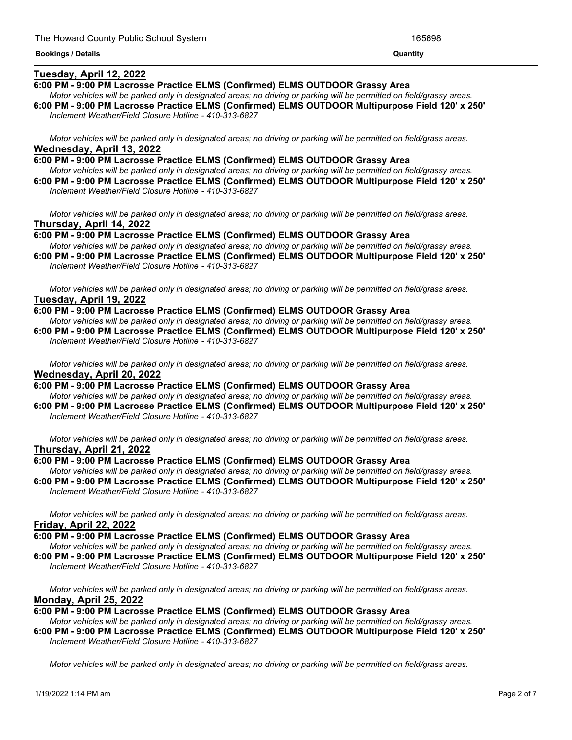**Bookings / Details** **Quantity**

## Tuesday, April 12, 2022

**6:00 PM - 9:00 PM Lacrosse Practice ELMS (Confirmed) ELMS OUTDOOR Grassy Area**

*Motor vehicles will be parked only in designated areas; no driving or parking will be permitted on field/grassy areas.*

**6:00 PM - 9:00 PM Lacrosse Practice ELMS (Confirmed) ELMS OUTDOOR Multipurpose Field 120' x 250'**

*Inclement Weather/Field Closure Hotline - 410-313-6827*

*Motor vehicles will be parked only in designated areas; no driving or parking will be permitted on field/grass areas.*

## Wednesday, April 13, 2022

**6:00 PM - 9:00 PM Lacrosse Practice ELMS (Confirmed) ELMS OUTDOOR Grassy Area**

*Motor vehicles will be parked only in designated areas; no driving or parking will be permitted on field/grassy areas.*

**6:00 PM - 9:00 PM Lacrosse Practice ELMS (Confirmed) ELMS OUTDOOR Multipurpose Field 120' x 250'**

*Inclement Weather/Field Closure Hotline - 410-313-6827*

*Motor vehicles will be parked only in designated areas; no driving or parking will be permitted on field/grass areas.*

## Thursday, April 14, 2022

**6:00 PM - 9:00 PM Lacrosse Practice ELMS (Confirmed) ELMS OUTDOOR Grassy Area**

*Motor vehicles will be parked only in designated areas; no driving or parking will be permitted on field/grassy areas.*

**6:00 PM - 9:00 PM Lacrosse Practice ELMS (Confirmed) ELMS OUTDOOR Multipurpose Field 120' x 250'**

*Inclement Weather/Field Closure Hotline - 410-313-6827*

*Motor vehicles will be parked only in designated areas; no driving or parking will be permitted on field/grass areas.*

## Tuesday, April 19, 2022

**6:00 PM - 9:00 PM Lacrosse Practice ELMS (Confirmed) ELMS OUTDOOR Grassy Area**

*Motor vehicles will be parked only in designated areas; no driving or parking will be permitted on field/grassy areas.*

**6:00 PM - 9:00 PM Lacrosse Practice ELMS (Confirmed) ELMS OUTDOOR Multipurpose Field 120' x 250'**

*Inclement Weather/Field Closure Hotline - 410-313-6827*

*Motor vehicles will be parked only in designated areas; no driving or parking will be permitted on field/grass areas.*

## Wednesday, April 20, 2022

**6:00 PM - 9:00 PM Lacrosse Practice ELMS (Confirmed) ELMS OUTDOOR Grassy Area**

*Motor vehicles will be parked only in designated areas; no driving or parking will be permitted on field/grassy areas.*

**6:00 PM - 9:00 PM Lacrosse Practice ELMS (Confirmed) ELMS OUTDOOR Multipurpose Field 120' x 250'**

*Inclement Weather/Field Closure Hotline - 410-313-6827*

*Motor vehicles will be parked only in designated areas; no driving or parking will be permitted on field/grass areas.*

## Thursday, April 21, 2022

**6:00 PM - 9:00 PM Lacrosse Practice ELMS (Confirmed) ELMS OUTDOOR Grassy Area**

*Motor vehicles will be parked only in designated areas; no driving or parking will be permitted on field/grassy areas.*

**6:00 PM - 9:00 PM Lacrosse Practice ELMS (Confirmed) ELMS OUTDOOR Multipurpose Field 120' x 250'**

*Inclement Weather/Field Closure Hotline - 410-313-6827*

*Motor vehicles will be parked only in designated areas; no driving or parking will be permitted on field/grass areas.*

## Friday, April 22, 2022

**6:00 PM - 9:00 PM Lacrosse Practice ELMS (Confirmed) ELMS OUTDOOR Grassy Area**

*Motor vehicles will be parked only in designated areas; no driving or parking will be permitted on field/grassy areas.*

**6:00 PM - 9:00 PM Lacrosse Practice ELMS (Confirmed) ELMS OUTDOOR Multipurpose Field 120' x 250'**

*Inclement Weather/Field Closure Hotline - 410-313-6827*

*Motor vehicles will be parked only in designated areas; no driving or parking will be permitted on field/grass areas.*

## Monday, April 25, 2022

**6:00 PM - 9:00 PM Lacrosse Practice ELMS (Confirmed) ELMS OUTDOOR Grassy Area**

*Motor vehicles will be parked only in designated areas; no driving or parking will be permitted on field/grassy areas.*

**6:00 PM - 9:00 PM Lacrosse Practice ELMS (Confirmed) ELMS OUTDOOR Multipurpose Field 120' x 250'**

*Inclement Weather/Field Closure Hotline - 410-313-6827*

*Motor vehicles will be parked only in designated areas; no driving or parking will be permitted on field/grass areas.*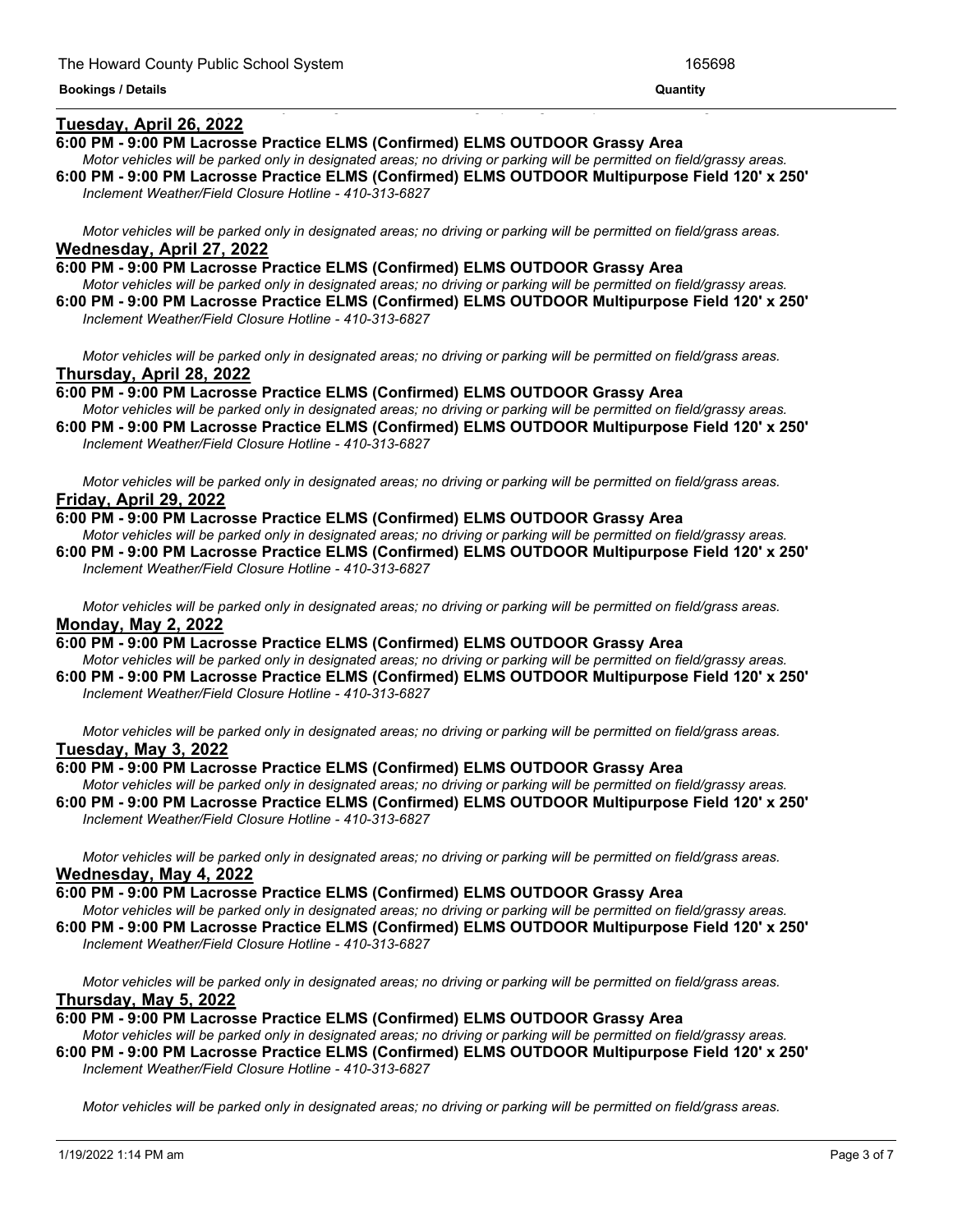**Bookings / Details** | **Quantity**

**Tuesday, April 26, 2022**

**6:00 PM - 9:00 PM Lacrosse Practice ELMS (Confirmed) ELMS OUTDOOR Grassy Area**
*Motor vehicles will be parked only in designated areas; no driving or parking will be permitted on field/grassy areas.*

**6:00 PM - 9:00 PM Lacrosse Practice ELMS (Confirmed) ELMS OUTDOOR Multipurpose Field 120' x 250'**
*Inclement Weather/Field Closure Hotline - 410-313-6827*

*Motor vehicles will be parked only in designated areas; no driving or parking will be permitted on field/grass areas.*

**Wednesday, April 27, 2022**

**6:00 PM - 9:00 PM Lacrosse Practice ELMS (Confirmed) ELMS OUTDOOR Grassy Area**
*Motor vehicles will be parked only in designated areas; no driving or parking will be permitted on field/grassy areas.*

**6:00 PM - 9:00 PM Lacrosse Practice ELMS (Confirmed) ELMS OUTDOOR Multipurpose Field 120' x 250'**
*Inclement Weather/Field Closure Hotline - 410-313-6827*

*Motor vehicles will be parked only in designated areas; no driving or parking will be permitted on field/grass areas.*

**Thursday, April 28, 2022**

**6:00 PM - 9:00 PM Lacrosse Practice ELMS (Confirmed) ELMS OUTDOOR Grassy Area**
*Motor vehicles will be parked only in designated areas; no driving or parking will be permitted on field/grassy areas.*

**6:00 PM - 9:00 PM Lacrosse Practice ELMS (Confirmed) ELMS OUTDOOR Multipurpose Field 120' x 250'**
*Inclement Weather/Field Closure Hotline - 410-313-6827*

*Motor vehicles will be parked only in designated areas; no driving or parking will be permitted on field/grass areas.*

**Friday, April 29, 2022**

**6:00 PM - 9:00 PM Lacrosse Practice ELMS (Confirmed) ELMS OUTDOOR Grassy Area**
*Motor vehicles will be parked only in designated areas; no driving or parking will be permitted on field/grassy areas.*

**6:00 PM - 9:00 PM Lacrosse Practice ELMS (Confirmed) ELMS OUTDOOR Multipurpose Field 120' x 250'**
*Inclement Weather/Field Closure Hotline - 410-313-6827*

*Motor vehicles will be parked only in designated areas; no driving or parking will be permitted on field/grass areas.*

**Monday, May 2, 2022**

**6:00 PM - 9:00 PM Lacrosse Practice ELMS (Confirmed) ELMS OUTDOOR Grassy Area**
*Motor vehicles will be parked only in designated areas; no driving or parking will be permitted on field/grassy areas.*

**6:00 PM - 9:00 PM Lacrosse Practice ELMS (Confirmed) ELMS OUTDOOR Multipurpose Field 120' x 250'**
*Inclement Weather/Field Closure Hotline - 410-313-6827*

*Motor vehicles will be parked only in designated areas; no driving or parking will be permitted on field/grass areas.*

**Tuesday, May 3, 2022**

**6:00 PM - 9:00 PM Lacrosse Practice ELMS (Confirmed) ELMS OUTDOOR Grassy Area**
*Motor vehicles will be parked only in designated areas; no driving or parking will be permitted on field/grassy areas.*

**6:00 PM - 9:00 PM Lacrosse Practice ELMS (Confirmed) ELMS OUTDOOR Multipurpose Field 120' x 250'**
*Inclement Weather/Field Closure Hotline - 410-313-6827*

*Motor vehicles will be parked only in designated areas; no driving or parking will be permitted on field/grass areas.*

**Wednesday, May 4, 2022**

**6:00 PM - 9:00 PM Lacrosse Practice ELMS (Confirmed) ELMS OUTDOOR Grassy Area**
*Motor vehicles will be parked only in designated areas; no driving or parking will be permitted on field/grassy areas.*

**6:00 PM - 9:00 PM Lacrosse Practice ELMS (Confirmed) ELMS OUTDOOR Multipurpose Field 120' x 250'**
*Inclement Weather/Field Closure Hotline - 410-313-6827*

*Motor vehicles will be parked only in designated areas; no driving or parking will be permitted on field/grass areas.*

**Thursday, May 5, 2022**

**6:00 PM - 9:00 PM Lacrosse Practice ELMS (Confirmed) ELMS OUTDOOR Grassy Area**
*Motor vehicles will be parked only in designated areas; no driving or parking will be permitted on field/grassy areas.*

**6:00 PM - 9:00 PM Lacrosse Practice ELMS (Confirmed) ELMS OUTDOOR Multipurpose Field 120' x 250'**
*Inclement Weather/Field Closure Hotline - 410-313-6827*

*Motor vehicles will be parked only in designated areas; no driving or parking will be permitted on field/grass areas.*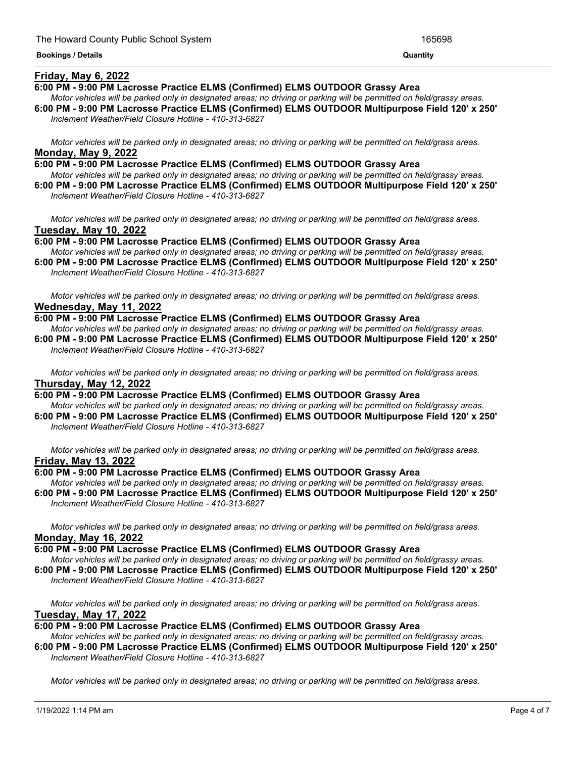**Bookings / Details** | **Quantity**

**Friday, May 6, 2022**

**6:00 PM - 9:00 PM Lacrosse Practice ELMS (Confirmed) ELMS OUTDOOR Grassy Area**

*Motor vehicles will be parked only in designated areas; no driving or parking will be permitted on field/grassy areas.*

**6:00 PM - 9:00 PM Lacrosse Practice ELMS (Confirmed) ELMS OUTDOOR Multipurpose Field 120' x 250'**

*Inclement Weather/Field Closure Hotline - 410-313-6827*

*Motor vehicles will be parked only in designated areas; no driving or parking will be permitted on field/grass areas.*

**Monday, May 9, 2022**

**6:00 PM - 9:00 PM Lacrosse Practice ELMS (Confirmed) ELMS OUTDOOR Grassy Area**

*Motor vehicles will be parked only in designated areas; no driving or parking will be permitted on field/grassy areas.*

**6:00 PM - 9:00 PM Lacrosse Practice ELMS (Confirmed) ELMS OUTDOOR Multipurpose Field 120' x 250'**

*Inclement Weather/Field Closure Hotline - 410-313-6827*

*Motor vehicles will be parked only in designated areas; no driving or parking will be permitted on field/grass areas.*

**Tuesday, May 10, 2022**

**6:00 PM - 9:00 PM Lacrosse Practice ELMS (Confirmed) ELMS OUTDOOR Grassy Area**

*Motor vehicles will be parked only in designated areas; no driving or parking will be permitted on field/grassy areas.*

**6:00 PM - 9:00 PM Lacrosse Practice ELMS (Confirmed) ELMS OUTDOOR Multipurpose Field 120' x 250'**

*Inclement Weather/Field Closure Hotline - 410-313-6827*

*Motor vehicles will be parked only in designated areas; no driving or parking will be permitted on field/grass areas.*

**Wednesday, May 11, 2022**

**6:00 PM - 9:00 PM Lacrosse Practice ELMS (Confirmed) ELMS OUTDOOR Grassy Area**

*Motor vehicles will be parked only in designated areas; no driving or parking will be permitted on field/grassy areas.*

**6:00 PM - 9:00 PM Lacrosse Practice ELMS (Confirmed) ELMS OUTDOOR Multipurpose Field 120' x 250'**

*Inclement Weather/Field Closure Hotline - 410-313-6827*

*Motor vehicles will be parked only in designated areas; no driving or parking will be permitted on field/grass areas.*

**Thursday, May 12, 2022**

**6:00 PM - 9:00 PM Lacrosse Practice ELMS (Confirmed) ELMS OUTDOOR Grassy Area**

*Motor vehicles will be parked only in designated areas; no driving or parking will be permitted on field/grassy areas.*

**6:00 PM - 9:00 PM Lacrosse Practice ELMS (Confirmed) ELMS OUTDOOR Multipurpose Field 120' x 250'**

*Inclement Weather/Field Closure Hotline - 410-313-6827*

*Motor vehicles will be parked only in designated areas; no driving or parking will be permitted on field/grass areas.*

**Friday, May 13, 2022**

**6:00 PM - 9:00 PM Lacrosse Practice ELMS (Confirmed) ELMS OUTDOOR Grassy Area**

*Motor vehicles will be parked only in designated areas; no driving or parking will be permitted on field/grassy areas.*

**6:00 PM - 9:00 PM Lacrosse Practice ELMS (Confirmed) ELMS OUTDOOR Multipurpose Field 120' x 250'**

*Inclement Weather/Field Closure Hotline - 410-313-6827*

*Motor vehicles will be parked only in designated areas; no driving or parking will be permitted on field/grass areas.*

**Monday, May 16, 2022**

**6:00 PM - 9:00 PM Lacrosse Practice ELMS (Confirmed) ELMS OUTDOOR Grassy Area**

*Motor vehicles will be parked only in designated areas; no driving or parking will be permitted on field/grassy areas.*

**6:00 PM - 9:00 PM Lacrosse Practice ELMS (Confirmed) ELMS OUTDOOR Multipurpose Field 120' x 250'**

*Inclement Weather/Field Closure Hotline - 410-313-6827*

*Motor vehicles will be parked only in designated areas; no driving or parking will be permitted on field/grass areas.*

**Tuesday, May 17, 2022**

**6:00 PM - 9:00 PM Lacrosse Practice ELMS (Confirmed) ELMS OUTDOOR Grassy Area**

*Motor vehicles will be parked only in designated areas; no driving or parking will be permitted on field/grassy areas.*

**6:00 PM - 9:00 PM Lacrosse Practice ELMS (Confirmed) ELMS OUTDOOR Multipurpose Field 120' x 250'**

*Inclement Weather/Field Closure Hotline - 410-313-6827*

*Motor vehicles will be parked only in designated areas; no driving or parking will be permitted on field/grass areas.*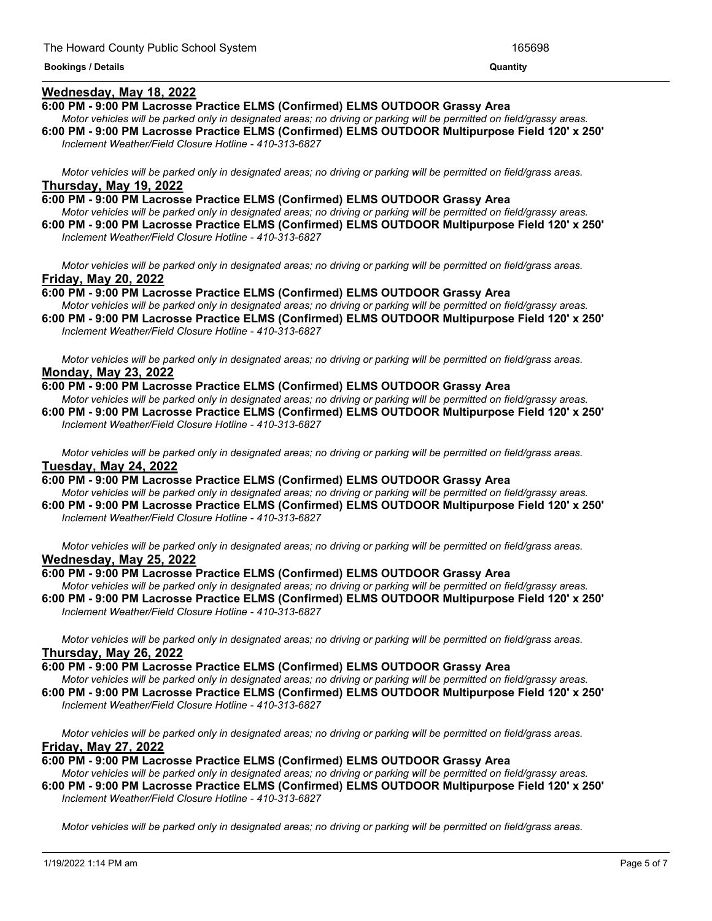**Bookings / Details** | **Quantity**

## Wednesday, May 18, 2022

**6:00 PM - 9:00 PM Lacrosse Practice ELMS (Confirmed) ELMS OUTDOOR Grassy Area**

*Motor vehicles will be parked only in designated areas; no driving or parking will be permitted on field/grassy areas.*

**6:00 PM - 9:00 PM Lacrosse Practice ELMS (Confirmed) ELMS OUTDOOR Multipurpose Field 120' x 250'**

*Inclement Weather/Field Closure Hotline - 410-313-6827*

*Motor vehicles will be parked only in designated areas; no driving or parking will be permitted on field/grass areas.*

## Thursday, May 19, 2022

**6:00 PM - 9:00 PM Lacrosse Practice ELMS (Confirmed) ELMS OUTDOOR Grassy Area**

*Motor vehicles will be parked only in designated areas; no driving or parking will be permitted on field/grassy areas.*

**6:00 PM - 9:00 PM Lacrosse Practice ELMS (Confirmed) ELMS OUTDOOR Multipurpose Field 120' x 250'**

*Inclement Weather/Field Closure Hotline - 410-313-6827*

*Motor vehicles will be parked only in designated areas; no driving or parking will be permitted on field/grass areas.*

## Friday, May 20, 2022

**6:00 PM - 9:00 PM Lacrosse Practice ELMS (Confirmed) ELMS OUTDOOR Grassy Area**

*Motor vehicles will be parked only in designated areas; no driving or parking will be permitted on field/grassy areas.*

**6:00 PM - 9:00 PM Lacrosse Practice ELMS (Confirmed) ELMS OUTDOOR Multipurpose Field 120' x 250'**

*Inclement Weather/Field Closure Hotline - 410-313-6827*

*Motor vehicles will be parked only in designated areas; no driving or parking will be permitted on field/grass areas.*

## Monday, May 23, 2022

**6:00 PM - 9:00 PM Lacrosse Practice ELMS (Confirmed) ELMS OUTDOOR Grassy Area**

*Motor vehicles will be parked only in designated areas; no driving or parking will be permitted on field/grassy areas.*

**6:00 PM - 9:00 PM Lacrosse Practice ELMS (Confirmed) ELMS OUTDOOR Multipurpose Field 120' x 250'**

*Inclement Weather/Field Closure Hotline - 410-313-6827*

*Motor vehicles will be parked only in designated areas; no driving or parking will be permitted on field/grass areas.*

## Tuesday, May 24, 2022

**6:00 PM - 9:00 PM Lacrosse Practice ELMS (Confirmed) ELMS OUTDOOR Grassy Area**

*Motor vehicles will be parked only in designated areas; no driving or parking will be permitted on field/grassy areas.*

**6:00 PM - 9:00 PM Lacrosse Practice ELMS (Confirmed) ELMS OUTDOOR Multipurpose Field 120' x 250'**

*Inclement Weather/Field Closure Hotline - 410-313-6827*

*Motor vehicles will be parked only in designated areas; no driving or parking will be permitted on field/grass areas.*

## Wednesday, May 25, 2022

**6:00 PM - 9:00 PM Lacrosse Practice ELMS (Confirmed) ELMS OUTDOOR Grassy Area**

*Motor vehicles will be parked only in designated areas; no driving or parking will be permitted on field/grassy areas.*

**6:00 PM - 9:00 PM Lacrosse Practice ELMS (Confirmed) ELMS OUTDOOR Multipurpose Field 120' x 250'**

*Inclement Weather/Field Closure Hotline - 410-313-6827*

*Motor vehicles will be parked only in designated areas; no driving or parking will be permitted on field/grass areas.*

## Thursday, May 26, 2022

**6:00 PM - 9:00 PM Lacrosse Practice ELMS (Confirmed) ELMS OUTDOOR Grassy Area**

*Motor vehicles will be parked only in designated areas; no driving or parking will be permitted on field/grassy areas.*

**6:00 PM - 9:00 PM Lacrosse Practice ELMS (Confirmed) ELMS OUTDOOR Multipurpose Field 120' x 250'**

*Inclement Weather/Field Closure Hotline - 410-313-6827*

*Motor vehicles will be parked only in designated areas; no driving or parking will be permitted on field/grass areas.*

## Friday, May 27, 2022

**6:00 PM - 9:00 PM Lacrosse Practice ELMS (Confirmed) ELMS OUTDOOR Grassy Area**

*Motor vehicles will be parked only in designated areas; no driving or parking will be permitted on field/grassy areas.*

**6:00 PM - 9:00 PM Lacrosse Practice ELMS (Confirmed) ELMS OUTDOOR Multipurpose Field 120' x 250'**

*Inclement Weather/Field Closure Hotline - 410-313-6827*

*Motor vehicles will be parked only in designated areas; no driving or parking will be permitted on field/grass areas.*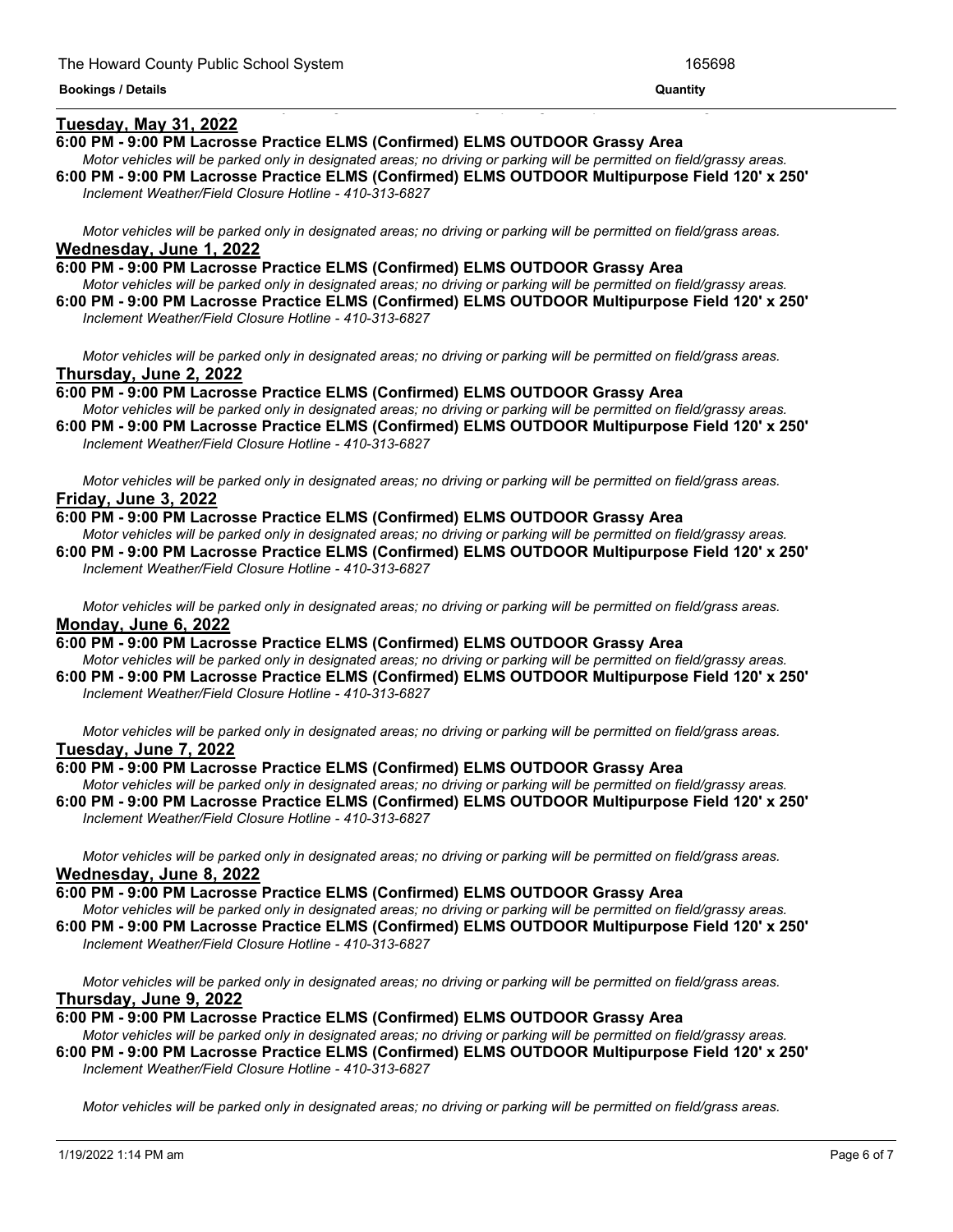**Tuesday, May 31, 2022**

**6:00 PM - 9:00 PM Lacrosse Practice ELMS (Confirmed) ELMS OUTDOOR Grassy Area**

*Motor vehicles will be parked only in designated areas; no driving or parking will be permitted on field/grassy areas.*

**6:00 PM - 9:00 PM Lacrosse Practice ELMS (Confirmed) ELMS OUTDOOR Multipurpose Field 120' x 250'**

*Inclement Weather/Field Closure Hotline - 410-313-6827*

*Motor vehicles will be parked only in designated areas; no driving or parking will be permitted on field/grass areas.*

**Wednesday, June 1, 2022**

**6:00 PM - 9:00 PM Lacrosse Practice ELMS (Confirmed) ELMS OUTDOOR Grassy Area**

*Motor vehicles will be parked only in designated areas; no driving or parking will be permitted on field/grassy areas.*

**6:00 PM - 9:00 PM Lacrosse Practice ELMS (Confirmed) ELMS OUTDOOR Multipurpose Field 120' x 250'**

*Inclement Weather/Field Closure Hotline - 410-313-6827*

*Motor vehicles will be parked only in designated areas; no driving or parking will be permitted on field/grass areas.*

**Thursday, June 2, 2022**

**6:00 PM - 9:00 PM Lacrosse Practice ELMS (Confirmed) ELMS OUTDOOR Grassy Area**

*Motor vehicles will be parked only in designated areas; no driving or parking will be permitted on field/grassy areas.*

**6:00 PM - 9:00 PM Lacrosse Practice ELMS (Confirmed) ELMS OUTDOOR Multipurpose Field 120' x 250'**

*Inclement Weather/Field Closure Hotline - 410-313-6827*

*Motor vehicles will be parked only in designated areas; no driving or parking will be permitted on field/grass areas.*

**Friday, June 3, 2022**

**6:00 PM - 9:00 PM Lacrosse Practice ELMS (Confirmed) ELMS OUTDOOR Grassy Area**

*Motor vehicles will be parked only in designated areas; no driving or parking will be permitted on field/grassy areas.*

**6:00 PM - 9:00 PM Lacrosse Practice ELMS (Confirmed) ELMS OUTDOOR Multipurpose Field 120' x 250'**

*Inclement Weather/Field Closure Hotline - 410-313-6827*

*Motor vehicles will be parked only in designated areas; no driving or parking will be permitted on field/grass areas.*

**Monday, June 6, 2022**

**6:00 PM - 9:00 PM Lacrosse Practice ELMS (Confirmed) ELMS OUTDOOR Grassy Area**

*Motor vehicles will be parked only in designated areas; no driving or parking will be permitted on field/grassy areas.*

**6:00 PM - 9:00 PM Lacrosse Practice ELMS (Confirmed) ELMS OUTDOOR Multipurpose Field 120' x 250'**

*Inclement Weather/Field Closure Hotline - 410-313-6827*

*Motor vehicles will be parked only in designated areas; no driving or parking will be permitted on field/grass areas.*

**Tuesday, June 7, 2022**

**6:00 PM - 9:00 PM Lacrosse Practice ELMS (Confirmed) ELMS OUTDOOR Grassy Area**

*Motor vehicles will be parked only in designated areas; no driving or parking will be permitted on field/grassy areas.*

**6:00 PM - 9:00 PM Lacrosse Practice ELMS (Confirmed) ELMS OUTDOOR Multipurpose Field 120' x 250'**

*Inclement Weather/Field Closure Hotline - 410-313-6827*

*Motor vehicles will be parked only in designated areas; no driving or parking will be permitted on field/grass areas.*

**Wednesday, June 8, 2022**

**6:00 PM - 9:00 PM Lacrosse Practice ELMS (Confirmed) ELMS OUTDOOR Grassy Area**

*Motor vehicles will be parked only in designated areas; no driving or parking will be permitted on field/grassy areas.*

**6:00 PM - 9:00 PM Lacrosse Practice ELMS (Confirmed) ELMS OUTDOOR Multipurpose Field 120' x 250'**

*Inclement Weather/Field Closure Hotline - 410-313-6827*

*Motor vehicles will be parked only in designated areas; no driving or parking will be permitted on field/grass areas.*

**Thursday, June 9, 2022**

**6:00 PM - 9:00 PM Lacrosse Practice ELMS (Confirmed) ELMS OUTDOOR Grassy Area**

*Motor vehicles will be parked only in designated areas; no driving or parking will be permitted on field/grassy areas.*

**6:00 PM - 9:00 PM Lacrosse Practice ELMS (Confirmed) ELMS OUTDOOR Multipurpose Field 120' x 250'**

*Inclement Weather/Field Closure Hotline - 410-313-6827*

*Motor vehicles will be parked only in designated areas; no driving or parking will be permitted on field/grass areas.*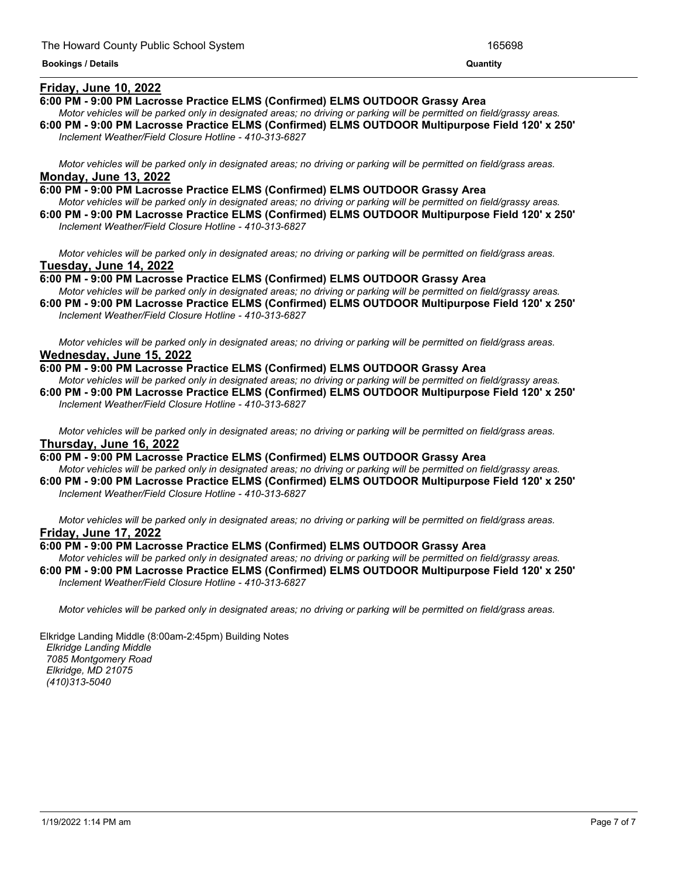**Bookings / Details** **Quantity**

## Friday, June 10, 2022

**6:00 PM - 9:00 PM Lacrosse Practice ELMS (Confirmed) ELMS OUTDOOR Grassy Area**
*Motor vehicles will be parked only in designated areas; no driving or parking will be permitted on field/grassy areas.*

**6:00 PM - 9:00 PM Lacrosse Practice ELMS (Confirmed) ELMS OUTDOOR Multipurpose Field 120' x 250'**
*Inclement Weather/Field Closure Hotline - 410-313-6827*

*Motor vehicles will be parked only in designated areas; no driving or parking will be permitted on field/grass areas.*

## Monday, June 13, 2022

**6:00 PM - 9:00 PM Lacrosse Practice ELMS (Confirmed) ELMS OUTDOOR Grassy Area**
*Motor vehicles will be parked only in designated areas; no driving or parking will be permitted on field/grassy areas.*

**6:00 PM - 9:00 PM Lacrosse Practice ELMS (Confirmed) ELMS OUTDOOR Multipurpose Field 120' x 250'**
*Inclement Weather/Field Closure Hotline - 410-313-6827*

*Motor vehicles will be parked only in designated areas; no driving or parking will be permitted on field/grass areas.*

## Tuesday, June 14, 2022

**6:00 PM - 9:00 PM Lacrosse Practice ELMS (Confirmed) ELMS OUTDOOR Grassy Area**
*Motor vehicles will be parked only in designated areas; no driving or parking will be permitted on field/grassy areas.*

**6:00 PM - 9:00 PM Lacrosse Practice ELMS (Confirmed) ELMS OUTDOOR Multipurpose Field 120' x 250'**
*Inclement Weather/Field Closure Hotline - 410-313-6827*

*Motor vehicles will be parked only in designated areas; no driving or parking will be permitted on field/grass areas.*

## Wednesday, June 15, 2022

**6:00 PM - 9:00 PM Lacrosse Practice ELMS (Confirmed) ELMS OUTDOOR Grassy Area**
*Motor vehicles will be parked only in designated areas; no driving or parking will be permitted on field/grassy areas.*

**6:00 PM - 9:00 PM Lacrosse Practice ELMS (Confirmed) ELMS OUTDOOR Multipurpose Field 120' x 250'**
*Inclement Weather/Field Closure Hotline - 410-313-6827*

*Motor vehicles will be parked only in designated areas; no driving or parking will be permitted on field/grass areas.*

## Thursday, June 16, 2022

**6:00 PM - 9:00 PM Lacrosse Practice ELMS (Confirmed) ELMS OUTDOOR Grassy Area**
*Motor vehicles will be parked only in designated areas; no driving or parking will be permitted on field/grassy areas.*

**6:00 PM - 9:00 PM Lacrosse Practice ELMS (Confirmed) ELMS OUTDOOR Multipurpose Field 120' x 250'**
*Inclement Weather/Field Closure Hotline - 410-313-6827*

*Motor vehicles will be parked only in designated areas; no driving or parking will be permitted on field/grass areas.*

## Friday, June 17, 2022

**6:00 PM - 9:00 PM Lacrosse Practice ELMS (Confirmed) ELMS OUTDOOR Grassy Area**
*Motor vehicles will be parked only in designated areas; no driving or parking will be permitted on field/grassy areas.*

**6:00 PM - 9:00 PM Lacrosse Practice ELMS (Confirmed) ELMS OUTDOOR Multipurpose Field 120' x 250'**
*Inclement Weather/Field Closure Hotline - 410-313-6827*

*Motor vehicles will be parked only in designated areas; no driving or parking will be permitted on field/grass areas.*

Elkridge Landing Middle (8:00am-2:45pm) Building Notes
*Elkridge Landing Middle*
*7085 Montgomery Road*
*Elkridge, MD 21075*
*(410)313-5040*